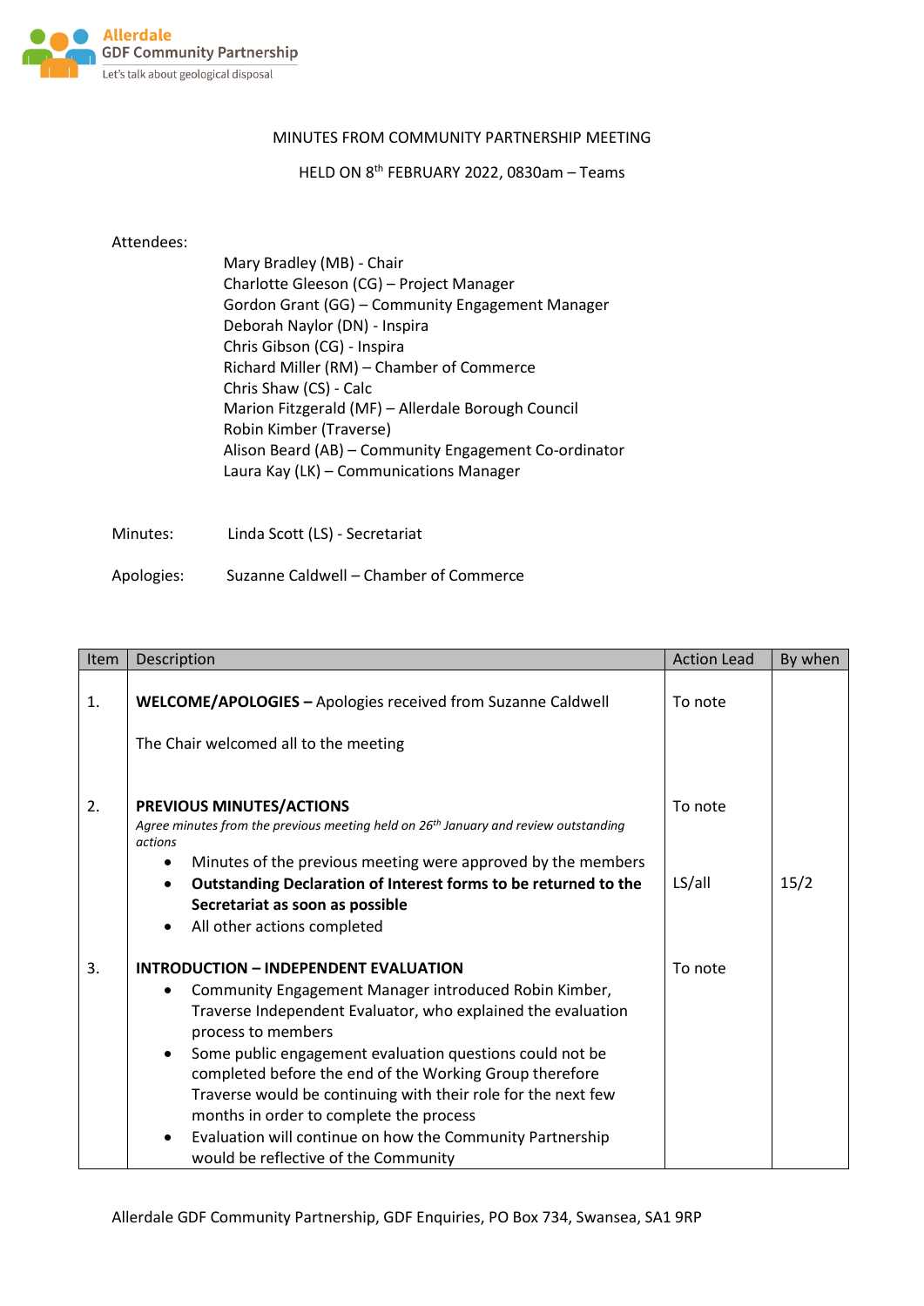Allerdale
GDF Community Partnership
Let's talk about geological disposal

MINUTES FROM COMMUNITY PARTNERSHIP MEETING

HELD ON 8th FEBRUARY 2022, 0830am – Teams

Attendees:

Mary Bradley (MB) - Chair
Charlotte Gleeson (CG) – Project Manager
Gordon Grant (GG) – Community Engagement Manager
Deborah Naylor (DN) - Inspira
Chris Gibson (CG) - Inspira
Richard Miller (RM) – Chamber of Commerce
Chris Shaw (CS) - Calc
Marion Fitzgerald (MF) – Allerdale Borough Council
Robin Kimber (Traverse)
Alison Beard (AB) – Community Engagement Co-ordinator
Laura Kay (LK) – Communications Manager

Minutes: Linda Scott (LS) - Secretariat

Apologies: Suzanne Caldwell – Chamber of Commerce

| Item | Description | Action Lead | By when |
|---|---|---|---|
| 1. | **WELCOME/APOLOGIES –** Apologies received from Suzanne Caldwell<br><br>The Chair welcomed all to the meeting | To note | |
| 2. | **PREVIOUS MINUTES/ACTIONS**<br>*Agree minutes from the previous meeting held on 26th January and review outstanding actions*<br>• Minutes of the previous meeting were approved by the members<br>• **Outstanding Declaration of Interest forms to be returned to the Secretariat as soon as possible**<br>• All other actions completed | To note<br><br>LS/all | <br><br>15/2 |
| 3. | **INTRODUCTION – INDEPENDENT EVALUATION**<br>• Community Engagement Manager introduced Robin Kimber, Traverse Independent Evaluator, who explained the evaluation process to members<br>• Some public engagement evaluation questions could not be completed before the end of the Working Group therefore Traverse would be continuing with their role for the next few months in order to complete the process<br>• Evaluation will continue on how the Community Partnership would be reflective of the Community | To note | |

Allerdale GDF Community Partnership, GDF Enquiries, PO Box 734, Swansea, SA1 9RP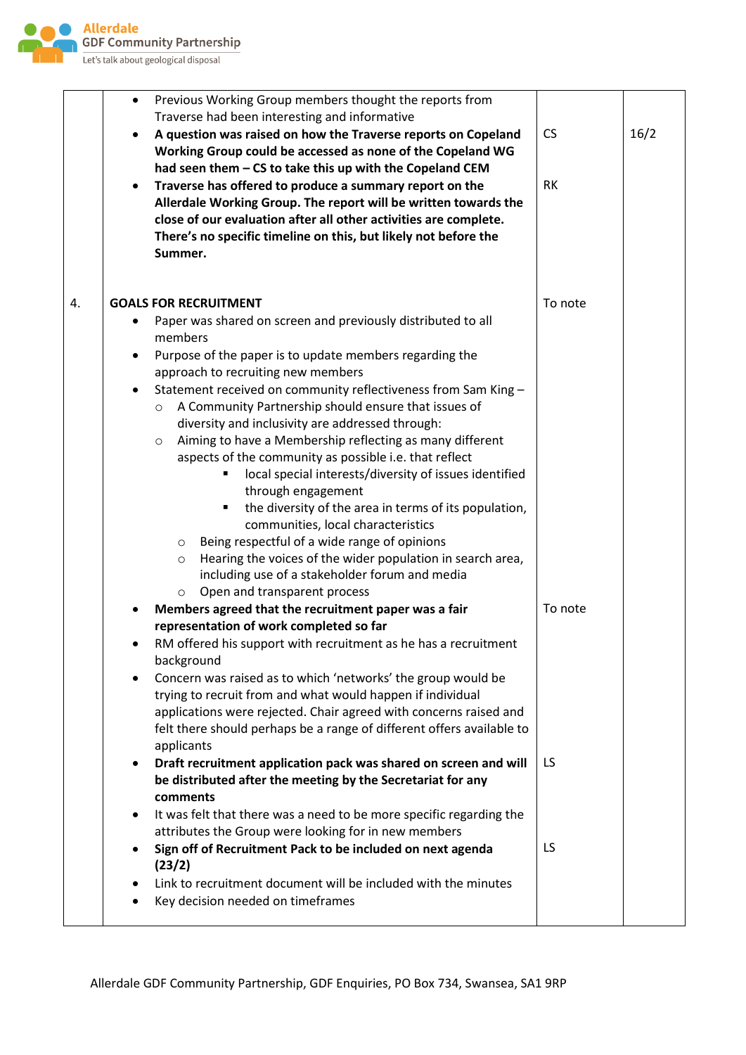| | | | |
|---|---|---|---|
| | • Previous Working Group members thought the reports from Traverse had been interesting and informative<br>• **A question was raised on how the Traverse reports on Copeland Working Group could be accessed as none of the Copeland WG had seen them – CS to take this up with the Copeland CEM**<br>• **Traverse has offered to produce a summary report on the Allerdale Working Group. The report will be written towards the close of our evaluation after all other activities are complete. There's no specific timeline on this, but likely not before the Summer.** | CS<br><br>RK | 16/2 |
| 4. | **GOALS FOR RECRUITMENT**<br>• Paper was shared on screen and previously distributed to all members<br>• Purpose of the paper is to update members regarding the approach to recruiting new members<br>• Statement received on community reflectiveness from Sam King –<br>  ○ A Community Partnership should ensure that issues of diversity and inclusivity are addressed through:<br>  ○ Aiming to have a Membership reflecting as many different aspects of the community as possible i.e. that reflect<br>    ▪ local special interests/diversity of issues identified through engagement<br>    ▪ the diversity of the area in terms of its population, communities, local characteristics<br>  ○ Being respectful of a wide range of opinions<br>  ○ Hearing the voices of the wider population in search area, including use of a stakeholder forum and media<br>  ○ Open and transparent process<br>• **Members agreed that the recruitment paper was a fair representation of work completed so far**<br>• RM offered his support with recruitment as he has a recruitment background<br>• Concern was raised as to which 'networks' the group would be trying to recruit from and what would happen if individual applications were rejected. Chair agreed with concerns raised and felt there should perhaps be a range of different offers available to applicants<br>• **Draft recruitment application pack was shared on screen and will be distributed after the meeting by the Secretariat for any comments**<br>• It was felt that there was a need to be more specific regarding the attributes the Group were looking for in new members<br>• **Sign off of Recruitment Pack to be included on next agenda (23/2)**<br>• Link to recruitment document will be included with the minutes<br>• Key decision needed on timeframes | To note<br><br>To note<br><br>LS<br><br>LS | |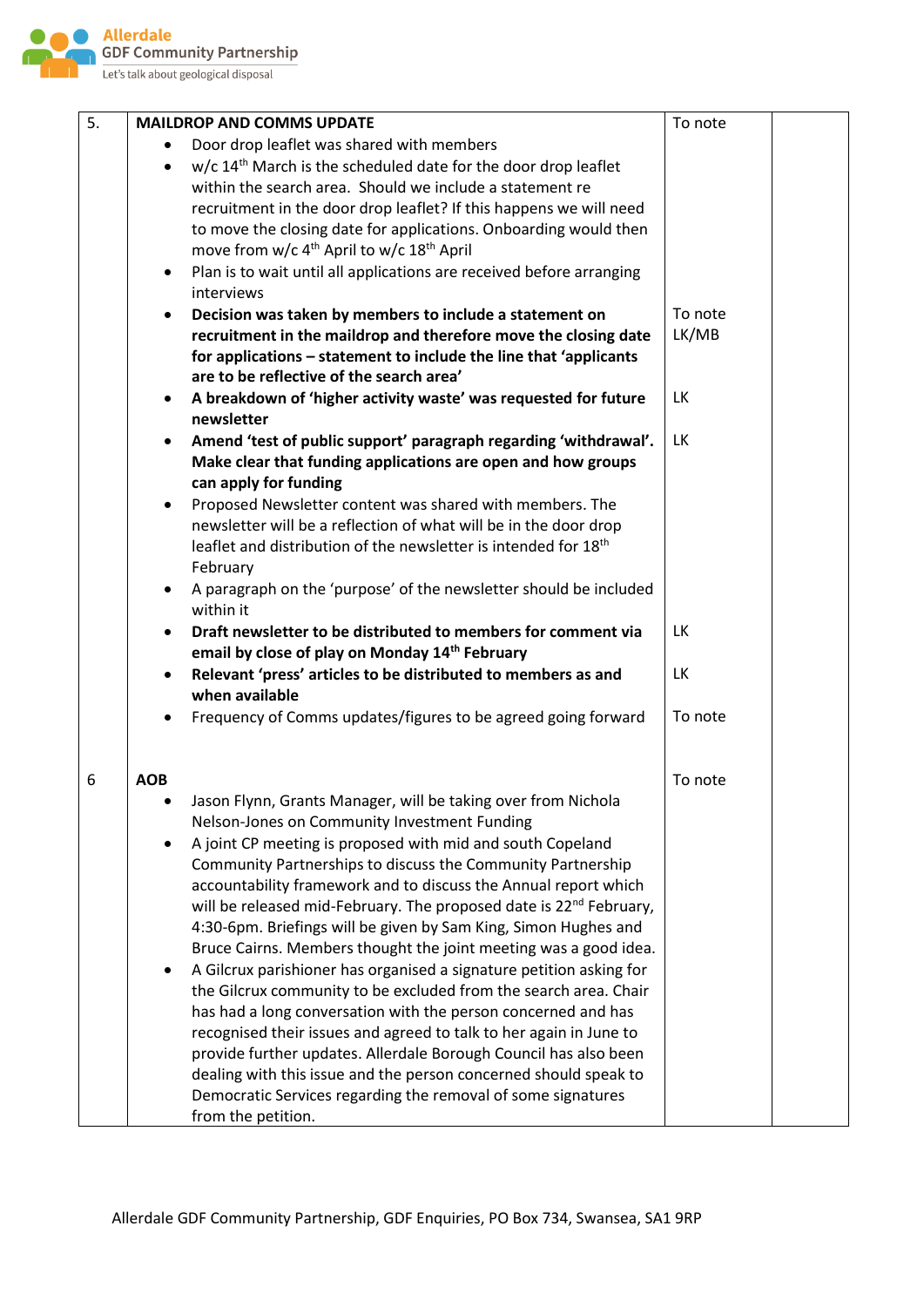| 5. | **MAILDROP AND COMMS UPDATE**<br>• Door drop leaflet was shared with members<br>• w/c 14th March is the scheduled date for the door drop leaflet within the search area. Should we include a statement re recruitment in the door drop leaflet? If this happens we will need to move the closing date for applications. Onboarding would then move from w/c 4th April to w/c 18th April<br>• Plan is to wait until all applications are received before arranging interviews<br>• **Decision was taken by members to include a statement on recruitment in the maildrop and therefore move the closing date for applications – statement to include the line that 'applicants are to be reflective of the search area'**<br>• **A breakdown of 'higher activity waste' was requested for future newsletter**<br>• **Amend 'test of public support' paragraph regarding 'withdrawal'. Make clear that funding applications are open and how groups can apply for funding**<br>• Proposed Newsletter content was shared with members. The newsletter will be a reflection of what will be in the door drop leaflet and distribution of the newsletter is intended for 18th February<br>• A paragraph on the 'purpose' of the newsletter should be included within it<br>• **Draft newsletter to be distributed to members for comment via email by close of play on Monday 14th February**<br>• **Relevant 'press' articles to be distributed to members as and when available**<br>• Frequency of Comms updates/figures to be agreed going forward | To note<br><br><br><br><br><br><br><br>To note<br>LK/MB<br><br><br>LK<br><br>LK<br><br><br><br><br><br><br>LK<br><br>LK<br><br>To note | |
|---|---|---|---|
| 6 | **AOB**<br>• Jason Flynn, Grants Manager, will be taking over from Nichola Nelson-Jones on Community Investment Funding<br>• A joint CP meeting is proposed with mid and south Copeland Community Partnerships to discuss the Community Partnership accountability framework and to discuss the Annual report which will be released mid-February. The proposed date is 22nd February, 4:30-6pm. Briefings will be given by Sam King, Simon Hughes and Bruce Cairns. Members thought the joint meeting was a good idea.<br>• A Gilcrux parishioner has organised a signature petition asking for the Gilcrux community to be excluded from the search area. Chair has had a long conversation with the person concerned and has recognised their issues and agreed to talk to her again in June to provide further updates. Allerdale Borough Council has also been dealing with this issue and the person concerned should speak to Democratic Services regarding the removal of some signatures from the petition. | To note | |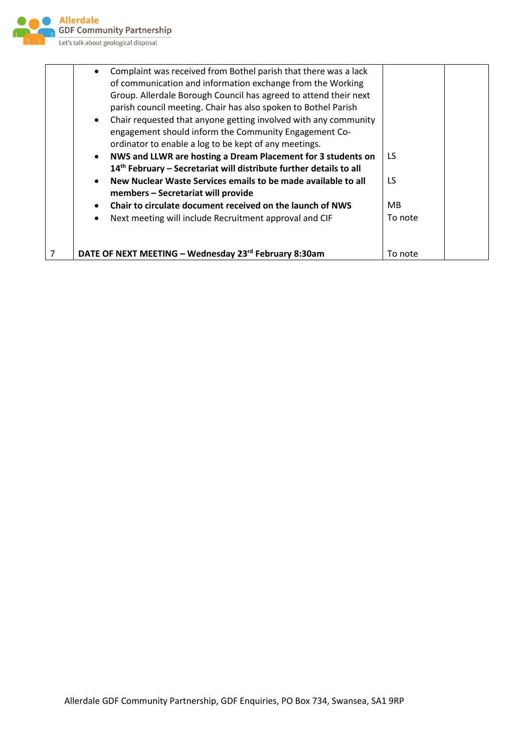| | | | |
|---|---|---|---|
| | <ul><li>Complaint was received from Bothel parish that there was a lack of communication and information exchange from the Working Group. Allerdale Borough Council has agreed to attend their next parish council meeting. Chair has also spoken to Bothel Parish</li><li>Chair requested that anyone getting involved with any community engagement should inform the Community Engagement Co-ordinator to enable a log to be kept of any meetings.</li><li>**NWS and LLWR are hosting a Dream Placement for 3 students on 14th February – Secretariat will distribute further details to all**</li><li>**New Nuclear Waste Services emails to be made available to all members – Secretariat will provide**</li><li>**Chair to circulate document received on the launch of NWS**</li><li>Next meeting will include Recruitment approval and CIF</li></ul> | LS<br><br>LS<br><br>MB<br>To note | |
| 7 | **DATE OF NEXT MEETING – Wednesday 23rd February 8:30am** | To note | |